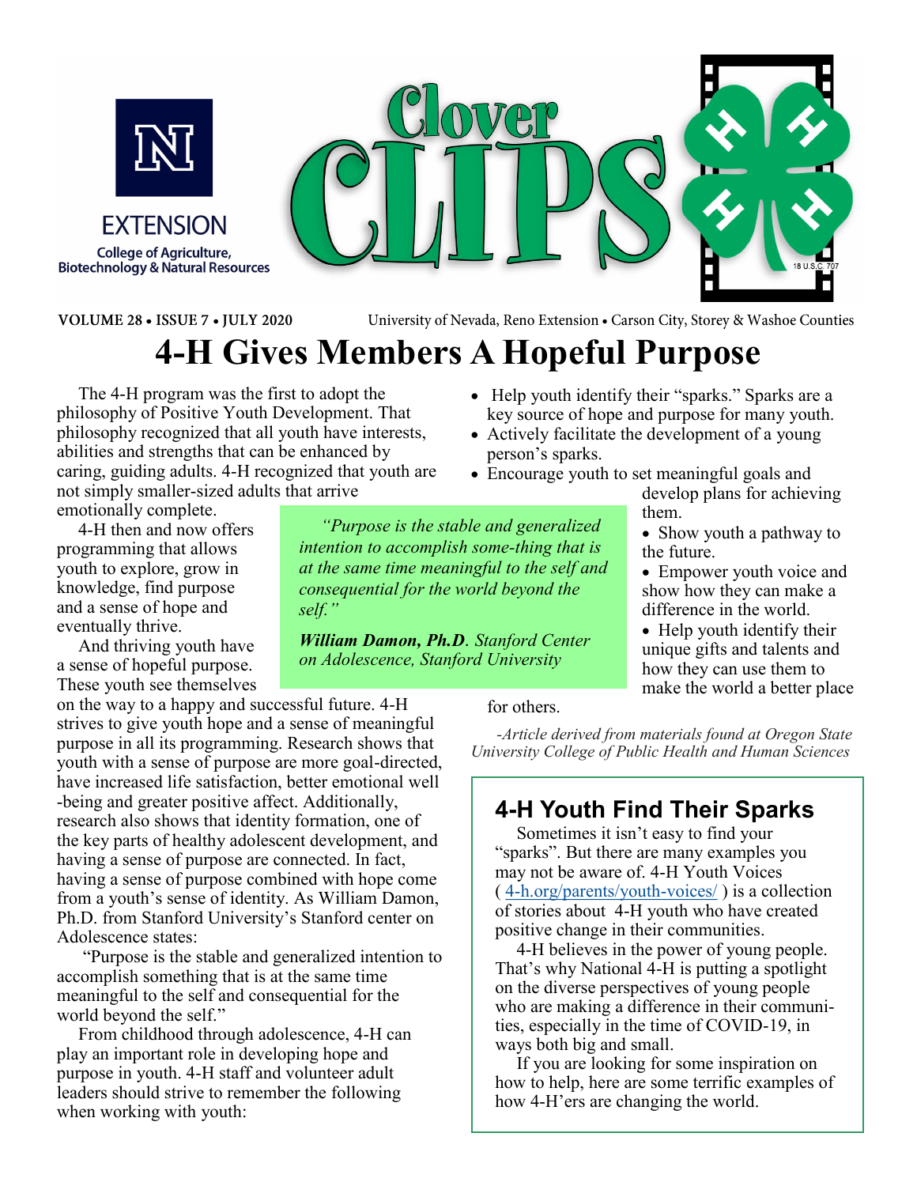# Clover CLIPS

EXTENSION

College of Agriculture, Biotechnology & Natural Resources

**VOLUME 28 • ISSUE 7 • JULY 2020** University of Nevada, Reno Extension • Carson City, Storey & Washoe Counties

# 4-H Gives Members A Hopeful Purpose

The 4-H program was the first to adopt the philosophy of Positive Youth Development. That philosophy recognized that all youth have interests, abilities and strengths that can be enhanced by caring, guiding adults. 4-H recognized that youth are not simply smaller-sized adults that arrive emotionally complete.

4-H then and now offers programming that allows youth to explore, grow in knowledge, find purpose and a sense of hope and eventually thrive.

And thriving youth have a sense of hopeful purpose. These youth see themselves on the way to a happy and successful future. 4-H strives to give youth hope and a sense of meaningful purpose in all its programming. Research shows that youth with a sense of purpose are more goal-directed, have increased life satisfaction, better emotional well-being and greater positive affect. Additionally, research also shows that identity formation, one of the key parts of healthy adolescent development, and having a sense of purpose are connected. In fact, having a sense of purpose combined with hope come from a youth's sense of identity. As William Damon, Ph.D. from Stanford University's Stanford center on Adolescence states:

"Purpose is the stable and generalized intention to accomplish something that is at the same time meaningful to the self and consequential for the world beyond the self."

From childhood through adolescence, 4-H can play an important role in developing hope and purpose in youth. 4-H staff and volunteer adult leaders should strive to remember the following when working with youth:

> *"Purpose is the stable and generalized intention to accomplish some-thing that is at the same time meaningful to the self and consequential for the world beyond the self."*
>
> ***William Damon, Ph.D***. *Stanford Center on Adolescence, Stanford University*

- Help youth identify their "sparks." Sparks are a key source of hope and purpose for many youth.
- Actively facilitate the development of a young person's sparks.
- Encourage youth to set meaningful goals and develop plans for achieving them.
- Show youth a pathway to the future.
- Empower youth voice and show how they can make a difference in the world.
- Help youth identify their unique gifts and talents and how they can use them to make the world a better place for others.

*-Article derived from materials found at Oregon State University College of Public Health and Human Sciences*

## 4-H Youth Find Their Sparks

Sometimes it isn't easy to find your "sparks". But there are many examples you may not be aware of. 4-H Youth Voices ( 4-h.org/parents/youth-voices/ ) is a collection of stories about 4-H youth who have created positive change in their communities.

4-H believes in the power of young people. That's why National 4-H is putting a spotlight on the diverse perspectives of young people who are making a difference in their communities, especially in the time of COVID-19, in ways both big and small.

If you are looking for some inspiration on how to help, here are some terrific examples of how 4-H'ers are changing the world.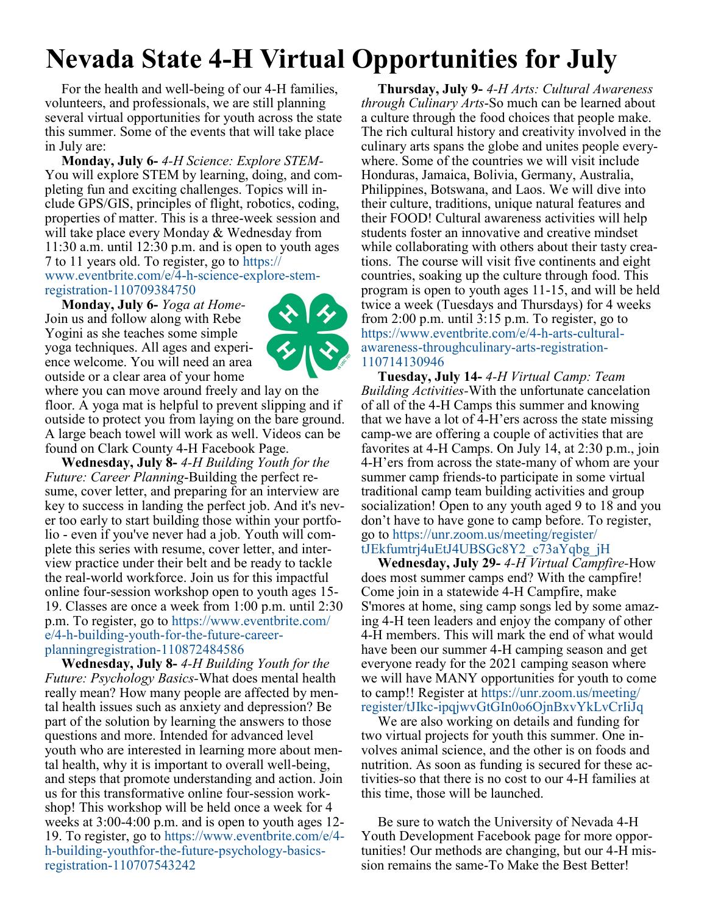# Nevada State 4-H Virtual Opportunities for July

For the health and well-being of our 4-H families, volunteers, and professionals, we are still planning several virtual opportunities for youth across the state this summer. Some of the events that will take place in July are:

**Monday, July 6-** *4-H Science: Explore STEM*- You will explore STEM by learning, doing, and completing fun and exciting challenges. Topics will include GPS/GIS, principles of flight, robotics, coding, properties of matter. This is a three-week session and will take place every Monday & Wednesday from 11:30 a.m. until 12:30 p.m. and is open to youth ages 7 to 11 years old. To register, go to https://www.eventbrite.com/e/4-h-science-explore-stem-registration-110709384750

**Monday, July 6-** *Yoga at Home*- Join us and follow along with Rebe Yogini as she teaches some simple yoga techniques. All ages and experience welcome. You will need an area outside or a clear area of your home where you can move around freely and lay on the floor. A yoga mat is helpful to prevent slipping and if outside to protect you from laying on the bare ground. A large beach towel will work as well. Videos can be found on Clark County 4-H Facebook Page.

**Wednesday, July 8-** *4-H Building Youth for the Future: Career Planning*-Building the perfect resume, cover letter, and preparing for an interview are key to success in landing the perfect job. And it's never too early to start building those within your portfolio - even if you've never had a job. Youth will complete this series with resume, cover letter, and interview practice under their belt and be ready to tackle the real-world workforce. Join us for this impactful online four-session workshop open to youth ages 15-19. Classes are once a week from 1:00 p.m. until 2:30 p.m. To register, go to https://www.eventbrite.com/e/4-h-building-youth-for-the-future-career-planningregistration-110872484586

**Wednesday, July 8-** *4-H Building Youth for the Future: Psychology Basics*-What does mental health really mean? How many people are affected by mental health issues such as anxiety and depression? Be part of the solution by learning the answers to those questions and more. Intended for advanced level youth who are interested in learning more about mental health, why it is important to overall well-being, and steps that promote understanding and action. Join us for this transformative online four-session workshop! This workshop will be held once a week for 4 weeks at 3:00-4:00 p.m. and is open to youth ages 12-19. To register, go to https://www.eventbrite.com/e/4-h-building-youthfor-the-future-psychology-basics-registration-110707543242

**Thursday, July 9-** *4-H Arts: Cultural Awareness through Culinary Arts*-So much can be learned about a culture through the food choices that people make. The rich cultural history and creativity involved in the culinary arts spans the globe and unites people everywhere. Some of the countries we will visit include Honduras, Jamaica, Bolivia, Germany, Australia, Philippines, Botswana, and Laos. We will dive into their culture, traditions, unique natural features and their FOOD! Cultural awareness activities will help students foster an innovative and creative mindset while collaborating with others about their tasty creations. The course will visit five continents and eight countries, soaking up the culture through food. This program is open to youth ages 11-15, and will be held twice a week (Tuesdays and Thursdays) for 4 weeks from 2:00 p.m. until 3:15 p.m. To register, go to https://www.eventbrite.com/e/4-h-arts-cultural-awareness-throughculinary-arts-registration-110714130946

**Tuesday, July 14-** *4-H Virtual Camp: Team Building Activities*-With the unfortunate cancelation of all of the 4-H Camps this summer and knowing that we have a lot of 4-H'ers across the state missing camp-we are offering a couple of activities that are favorites at 4-H Camps. On July 14, at 2:30 p.m., join 4-H'ers from across the state-many of whom are your summer camp friends-to participate in some virtual traditional camp team building activities and group socialization! Open to any youth aged 9 to 18 and you don't have to have gone to camp before. To register, go to https://unr.zoom.us/meeting/register/tJEkfumtrj4uEtJ4UBSGc8Y2_c73aYqbg_jH

**Wednesday, July 29-** *4-H Virtual Campfire*-How does most summer camps end? With the campfire! Come join in a statewide 4-H Campfire, make S'mores at home, sing camp songs led by some amazing 4-H teen leaders and enjoy the company of other 4-H members. This will mark the end of what would have been our summer 4-H camping season and get everyone ready for the 2021 camping season where we will have MANY opportunities for youth to come to camp!! Register at https://unr.zoom.us/meeting/register/tJIkc-ipqjwvGtGIn0o6OjnBxvYkLvCrIiJq

We are also working on details and funding for two virtual projects for youth this summer. One involves animal science, and the other is on foods and nutrition. As soon as funding is secured for these activities-so that there is no cost to our 4-H families at this time, those will be launched.

Be sure to watch the University of Nevada 4-H Youth Development Facebook page for more opportunities! Our methods are changing, but our 4-H mission remains the same-To Make the Best Better!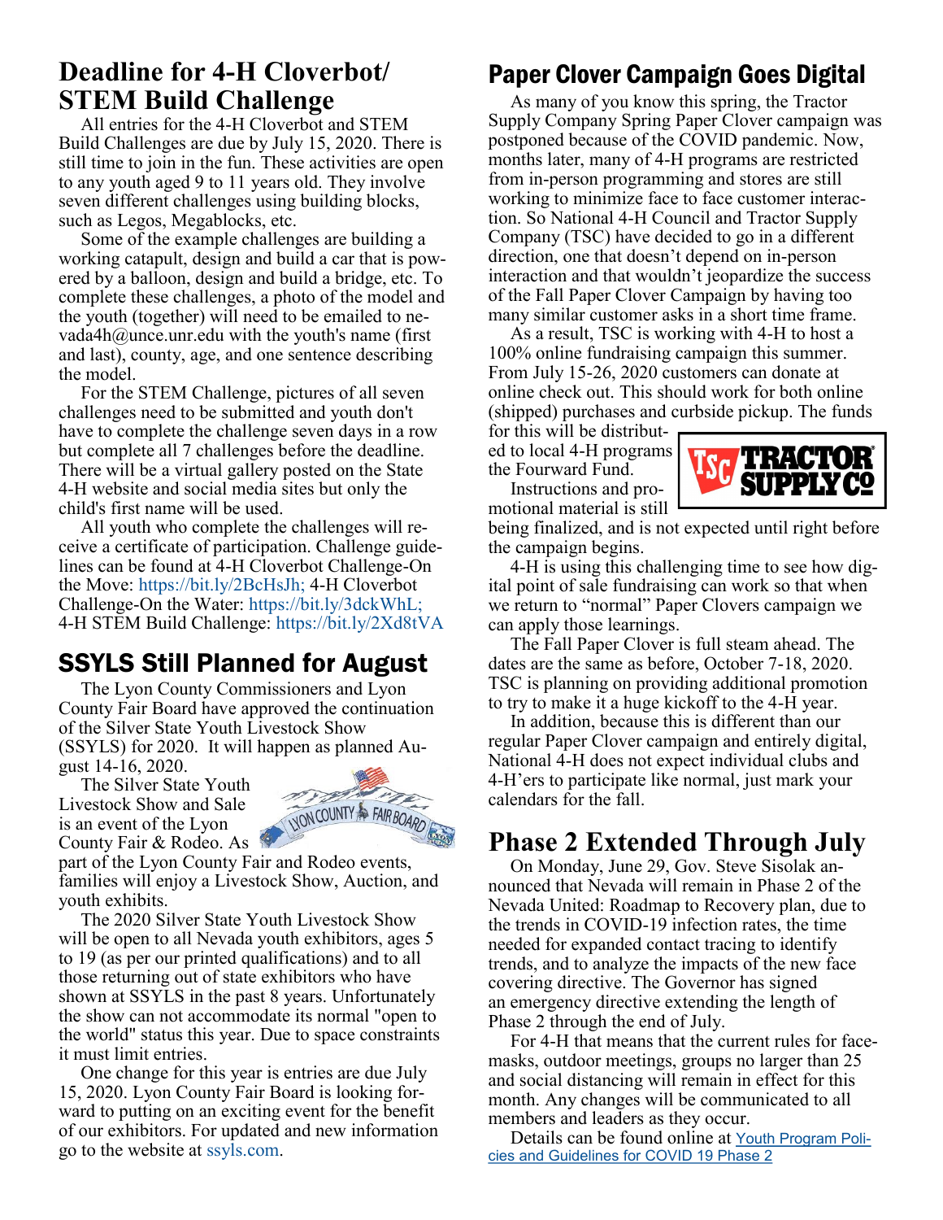## Deadline for 4-H Cloverbot/ STEM Build Challenge

All entries for the 4-H Cloverbot and STEM Build Challenges are due by July 15, 2020. There is still time to join in the fun. These activities are open to any youth aged 9 to 11 years old. They involve seven different challenges using building blocks, such as Legos, Megablocks, etc.

Some of the example challenges are building a working catapult, design and build a car that is powered by a balloon, design and build a bridge, etc. To complete these challenges, a photo of the model and the youth (together) will need to be emailed to nevada4h@unce.unr.edu with the youth's name (first and last), county, age, and one sentence describing the model.

For the STEM Challenge, pictures of all seven challenges need to be submitted and youth don't have to complete the challenge seven days in a row but complete all 7 challenges before the deadline. There will be a virtual gallery posted on the State 4-H website and social media sites but only the child's first name will be used.

All youth who complete the challenges will receive a certificate of participation. Challenge guidelines can be found at 4-H Cloverbot Challenge-On the Move: https://bit.ly/2BcHsJh; 4-H Cloverbot Challenge-On the Water: https://bit.ly/3dckWhL; 4-H STEM Build Challenge: https://bit.ly/2Xd8tVA

## SSYLS Still Planned for August

The Lyon County Commissioners and Lyon County Fair Board have approved the continuation of the Silver State Youth Livestock Show (SSYLS) for 2020. It will happen as planned August 14-16, 2020.

The Silver State Youth Livestock Show and Sale is an event of the Lyon County Fair & Rodeo. As part of the Lyon County Fair and Rodeo events, families will enjoy a Livestock Show, Auction, and youth exhibits.

The 2020 Silver State Youth Livestock Show will be open to all Nevada youth exhibitors, ages 5 to 19 (as per our printed qualifications) and to all those returning out of state exhibitors who have shown at SSYLS in the past 8 years. Unfortunately the show can not accommodate its normal "open to the world" status this year. Due to space constraints it must limit entries.

One change for this year is entries are due July 15, 2020. Lyon County Fair Board is looking forward to putting on an exciting event for the benefit of our exhibitors. For updated and new information go to the website at ssyls.com.

## Paper Clover Campaign Goes Digital

As many of you know this spring, the Tractor Supply Company Spring Paper Clover campaign was postponed because of the COVID pandemic. Now, months later, many of 4-H programs are restricted from in-person programming and stores are still working to minimize face to face customer interaction. So National 4-H Council and Tractor Supply Company (TSC) have decided to go in a different direction, one that doesn't depend on in-person interaction and that wouldn't jeopardize the success of the Fall Paper Clover Campaign by having too many similar customer asks in a short time frame.

As a result, TSC is working with 4-H to host a 100% online fundraising campaign this summer. From July 15-26, 2020 customers can donate at online check out. This should work for both online (shipped) purchases and curbside pickup. The funds for this will be distributed to local 4-H programs the Fourward Fund.

Instructions and promotional material is still being finalized, and is not expected until right before the campaign begins.

4-H is using this challenging time to see how digital point of sale fundraising can work so that when we return to "normal" Paper Clovers campaign we can apply those learnings.

The Fall Paper Clover is full steam ahead. The dates are the same as before, October 7-18, 2020. TSC is planning on providing additional promotion to try to make it a huge kickoff to the 4-H year.

In addition, because this is different than our regular Paper Clover campaign and entirely digital, National 4-H does not expect individual clubs and 4-H'ers to participate like normal, just mark your calendars for the fall.

## Phase 2 Extended Through July

On Monday, June 29, Gov. Steve Sisolak announced that Nevada will remain in Phase 2 of the Nevada United: Roadmap to Recovery plan, due to the trends in COVID-19 infection rates, the time needed for expanded contact tracing to identify trends, and to analyze the impacts of the new face covering directive. The Governor has signed an emergency directive extending the length of Phase 2 through the end of July.

For 4-H that means that the current rules for face-masks, outdoor meetings, groups no larger than 25 and social distancing will remain in effect for this month. Any changes will be communicated to all members and leaders as they occur.

Details can be found online at Youth Program Policies and Guidelines for COVID 19 Phase 2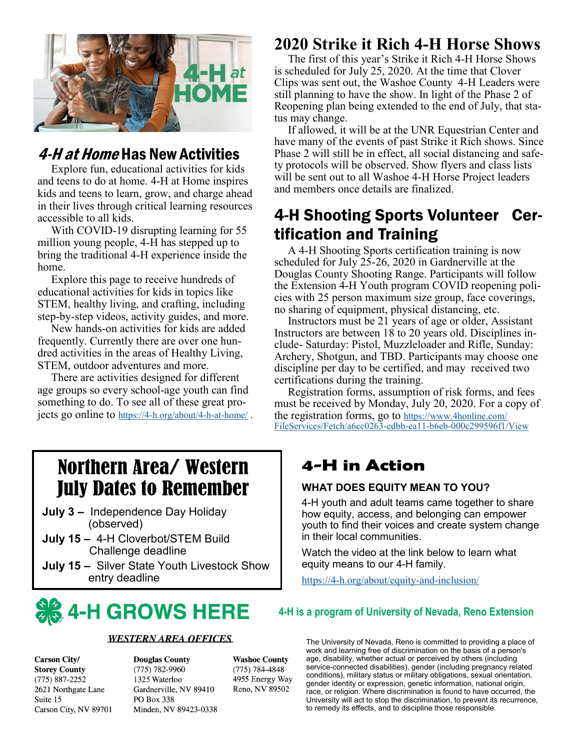## *4-H at Home* Has New Activities

Explore fun, educational activities for kids and teens to do at home. 4-H at Home inspires kids and teens to learn, grow, and charge ahead in their lives through critical learning resources accessible to all kids.

With COVID-19 disrupting learning for 55 million young people, 4-H has stepped up to bring the traditional 4-H experience inside the home.

Explore this page to receive hundreds of educational activities for kids in topics like STEM, healthy living, and crafting, including step-by-step videos, activity guides, and more.

New hands-on activities for kids are added frequently. Currently there are over one hundred activities in the areas of Healthy Living, STEM, outdoor adventures and more.

There are activities designed for different age groups so every school-age youth can find something to do. To see all of these great projects go online to https://4-h.org/about/4-h-at-home/ .

## 2020 Strike it Rich 4-H Horse Shows

The first of this year's Strike it Rich 4-H Horse Shows is scheduled for July 25, 2020. At the time that Clover Clips was sent out, the Washoe County 4-H Leaders were still planning to have the show. In light of the Phase 2 of Reopening plan being extended to the end of July, that status may change.

If allowed, it will be at the UNR Equestrian Center and have many of the events of past Strike it Rich shows. Since Phase 2 will still be in effect, all social distancing and safety protocols will be observed. Show flyers and class lists will be sent out to all Washoe 4-H Horse Project leaders and members once details are finalized.

## 4-H Shooting Sports Volunteer Certification and Training

A 4-H Shooting Sports certification training is now scheduled for July 25-26, 2020 in Gardnerville at the Douglas County Shooting Range. Participants will follow the Extension 4-H Youth program COVID reopening policies with 25 person maximum size group, face coverings, no sharing of equipment, physical distancing, etc.

Instructors must be 21 years of age or older, Assistant Instructors are between 18 to 20 years old. Disciplines include- Saturday: Pistol, Muzzleloader and Rifle, Sunday: Archery, Shotgun, and TBD. Participants may choose one discipline per day to be certified, and may received two certifications during the training.

Registration forms, assumption of risk forms, and fees must be received by Monday, July 20, 2020. For a copy of the registration forms, go to https://www.4honline.com/FileServices/Fetch/a6cc0263-edbb-ea11-b6eb-000c299596f1/View

## Northern Area/ Western July Dates to Remember

**July 3 –** Independence Day Holiday (observed)

**July 15 –** 4-H Cloverbot/STEM Build Challenge deadline

**July 15 –** Silver State Youth Livestock Show entry deadline

## 4-H in Action

**WHAT DOES EQUITY MEAN TO YOU?**

4-H youth and adult teams came together to share how equity, access, and belonging can empower youth to find their voices and create system change in their local communities.

Watch the video at the link below to learn what equity means to our 4-H family.

https://4-h.org/about/equity-and-inclusion/

**4-H GROWS HERE**

**4-H is a program of University of Nevada, Reno Extension**

***WESTERN AREA OFFICES***

**Carson City/ Storey County**
(775) 887-2252
2621 Northgate Lane
Suite 15
Carson City, NV 89701

**Douglas County**
(775) 782-9960
1325 Waterloo
Gardnerville, NV 89410
PO Box 338
Minden, NV 89423-0338

**Washoe County**
(775) 784-4848
4955 Energy Way
Reno, NV 89502

The University of Nevada, Reno is committed to providing a place of work and learning free of discrimination on the basis of a person's age, disability, whether actual or perceived by others (including service-connected disabilities), gender (including pregnancy related conditions), military status or military obligations, sexual orientation, gender identity or expression, genetic information, national origin, race, or religion. Where discrimination is found to have occurred, the University will act to stop the discrimination, to prevent its recurrence, to remedy its effects, and to discipline those responsible.